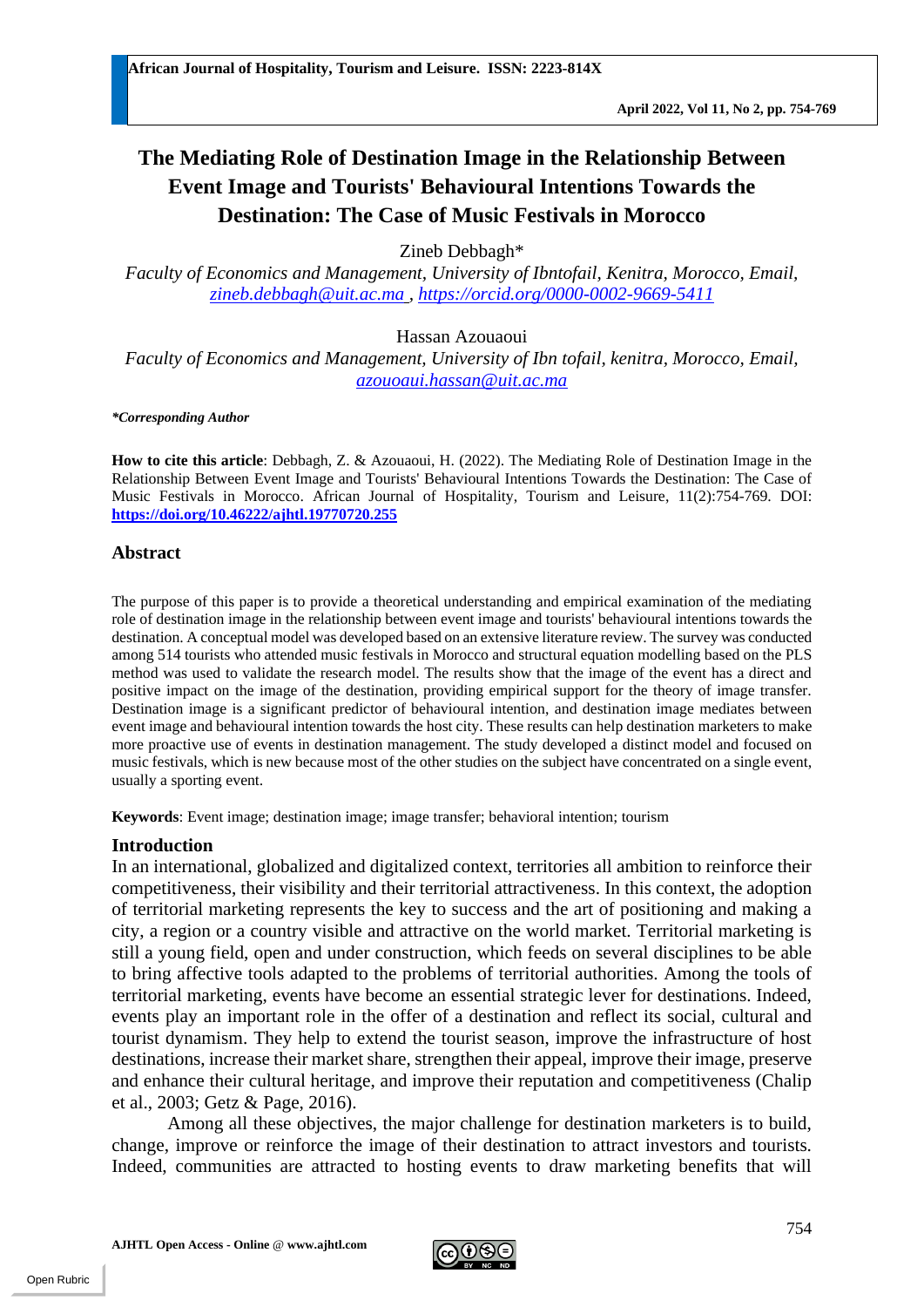# The Mediating Role of Destination Image in the Relationship Between Event Image and Tourists' Behavioural Intentions Towards the Destination: The Case of Music Festivals in Morocco

Zineb Debbagh*

*Faculty of Economics and Management, University of Ibntofail, Kenitra, Morocco, Email, zineb.debbagh@uit.ac.ma , https://orcid.org/0000-0002-9669-5411*

Hassan Azouaoui

*Faculty of Economics and Management, University of Ibn tofail, kenitra, Morocco, Email, azouoaui.hassan@uit.ac.ma*

***Corresponding Author**

**How to cite this article**: Debbagh, Z. & Azouaoui, H. (2022). The Mediating Role of Destination Image in the Relationship Between Event Image and Tourists' Behavioural Intentions Towards the Destination: The Case of Music Festivals in Morocco. African Journal of Hospitality, Tourism and Leisure, 11(2):754-769. DOI: **https://doi.org/10.46222/ajhtl.19770720.255**

## Abstract

The purpose of this paper is to provide a theoretical understanding and empirical examination of the mediating role of destination image in the relationship between event image and tourists' behavioural intentions towards the destination. A conceptual model was developed based on an extensive literature review. The survey was conducted among 514 tourists who attended music festivals in Morocco and structural equation modelling based on the PLS method was used to validate the research model. The results show that the image of the event has a direct and positive impact on the image of the destination, providing empirical support for the theory of image transfer. Destination image is a significant predictor of behavioural intention, and destination image mediates between event image and behavioural intention towards the host city. These results can help destination marketers to make more proactive use of events in destination management. The study developed a distinct model and focused on music festivals, which is new because most of the other studies on the subject have concentrated on a single event, usually a sporting event.

**Keywords**: Event image; destination image; image transfer; behavioral intention; tourism

## Introduction

In an international, globalized and digitalized context, territories all ambition to reinforce their competitiveness, their visibility and their territorial attractiveness. In this context, the adoption of territorial marketing represents the key to success and the art of positioning and making a city, a region or a country visible and attractive on the world market. Territorial marketing is still a young field, open and under construction, which feeds on several disciplines to be able to bring affective tools adapted to the problems of territorial authorities. Among the tools of territorial marketing, events have become an essential strategic lever for destinations. Indeed, events play an important role in the offer of a destination and reflect its social, cultural and tourist dynamism. They help to extend the tourist season, improve the infrastructure of host destinations, increase their market share, strengthen their appeal, improve their image, preserve and enhance their cultural heritage, and improve their reputation and competitiveness (Chalip et al., 2003; Getz & Page, 2016).

Among all these objectives, the major challenge for destination marketers is to build, change, improve or reinforce the image of their destination to attract investors and tourists. Indeed, communities are attracted to hosting events to draw marketing benefits that will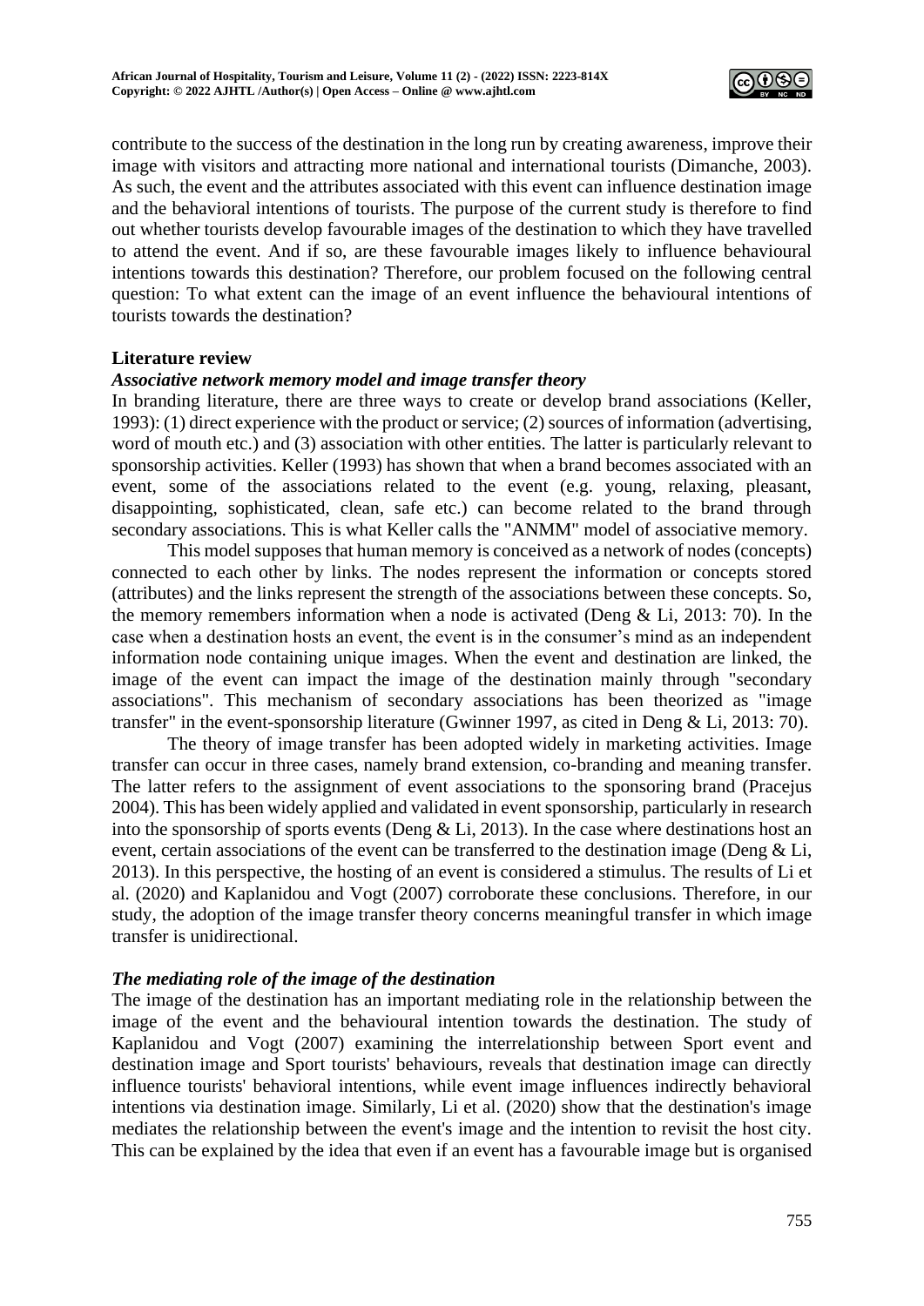contribute to the success of the destination in the long run by creating awareness, improve their image with visitors and attracting more national and international tourists (Dimanche, 2003). As such, the event and the attributes associated with this event can influence destination image and the behavioral intentions of tourists. The purpose of the current study is therefore to find out whether tourists develop favourable images of the destination to which they have travelled to attend the event. And if so, are these favourable images likely to influence behavioural intentions towards this destination? Therefore, our problem focused on the following central question: To what extent can the image of an event influence the behavioural intentions of tourists towards the destination?

## Literature review

### *Associative network memory model and image transfer theory*

In branding literature, there are three ways to create or develop brand associations (Keller, 1993): (1) direct experience with the product or service; (2) sources of information (advertising, word of mouth etc.) and (3) association with other entities. The latter is particularly relevant to sponsorship activities. Keller (1993) has shown that when a brand becomes associated with an event, some of the associations related to the event (e.g. young, relaxing, pleasant, disappointing, sophisticated, clean, safe etc.) can become related to the brand through secondary associations. This is what Keller calls the "ANMM" model of associative memory.

This model supposes that human memory is conceived as a network of nodes (concepts) connected to each other by links. The nodes represent the information or concepts stored (attributes) and the links represent the strength of the associations between these concepts. So, the memory remembers information when a node is activated (Deng & Li, 2013: 70). In the case when a destination hosts an event, the event is in the consumer's mind as an independent information node containing unique images. When the event and destination are linked, the image of the event can impact the image of the destination mainly through "secondary associations". This mechanism of secondary associations has been theorized as "image transfer" in the event-sponsorship literature (Gwinner 1997, as cited in Deng & Li, 2013: 70).

The theory of image transfer has been adopted widely in marketing activities. Image transfer can occur in three cases, namely brand extension, co-branding and meaning transfer. The latter refers to the assignment of event associations to the sponsoring brand (Pracejus 2004). This has been widely applied and validated in event sponsorship, particularly in research into the sponsorship of sports events (Deng & Li, 2013). In the case where destinations host an event, certain associations of the event can be transferred to the destination image (Deng & Li, 2013). In this perspective, the hosting of an event is considered a stimulus. The results of Li et al. (2020) and Kaplanidou and Vogt (2007) corroborate these conclusions. Therefore, in our study, the adoption of the image transfer theory concerns meaningful transfer in which image transfer is unidirectional.

### *The mediating role of the image of the destination*

The image of the destination has an important mediating role in the relationship between the image of the event and the behavioural intention towards the destination. The study of Kaplanidou and Vogt (2007) examining the interrelationship between Sport event and destination image and Sport tourists' behaviours, reveals that destination image can directly influence tourists' behavioral intentions, while event image influences indirectly behavioral intentions via destination image. Similarly, Li et al. (2020) show that the destination's image mediates the relationship between the event's image and the intention to revisit the host city. This can be explained by the idea that even if an event has a favourable image but is organised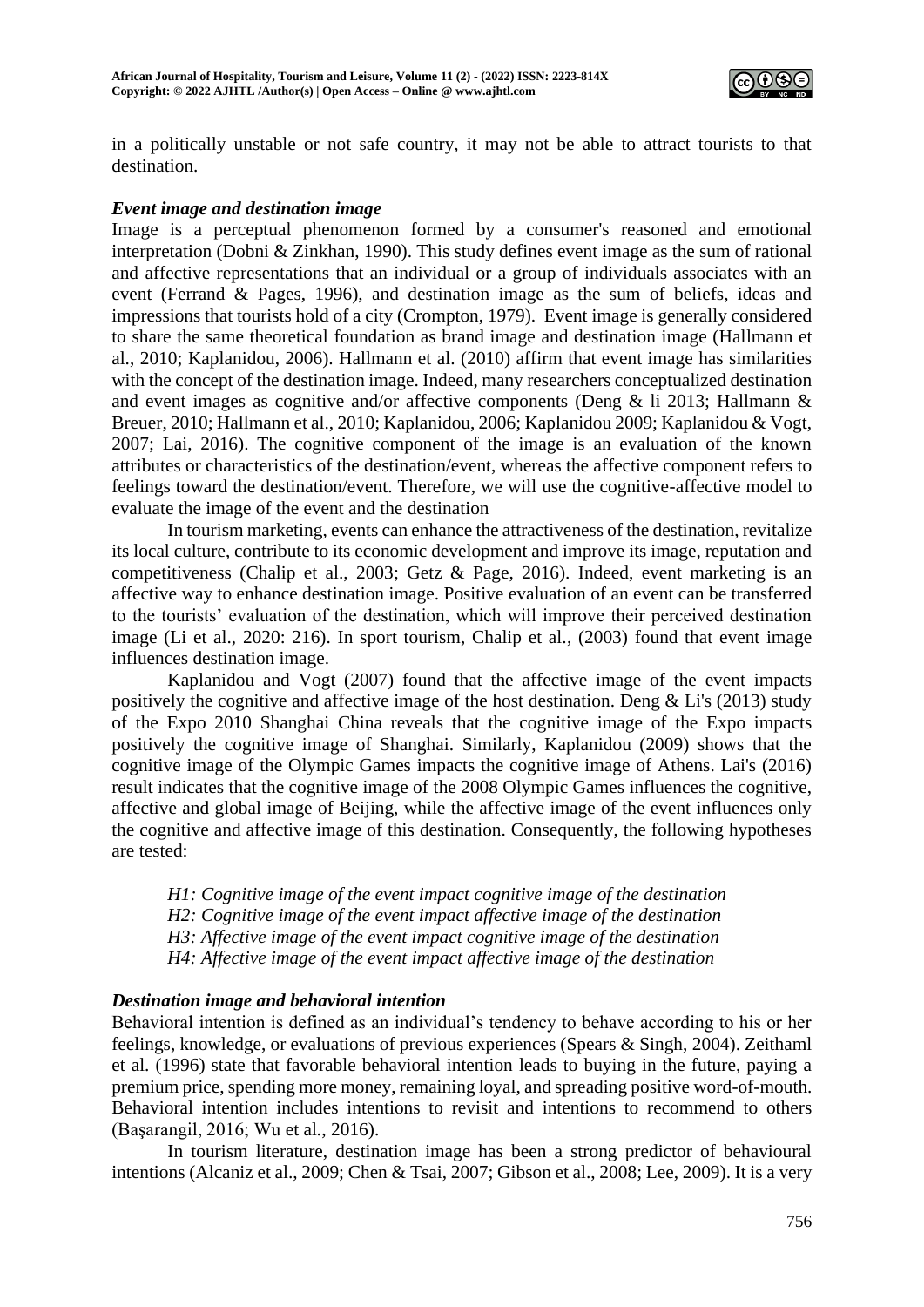in a politically unstable or not safe country, it may not be able to attract tourists to that destination.

### *Event image and destination image*

Image is a perceptual phenomenon formed by a consumer's reasoned and emotional interpretation (Dobni & Zinkhan, 1990). This study defines event image as the sum of rational and affective representations that an individual or a group of individuals associates with an event (Ferrand & Pages, 1996), and destination image as the sum of beliefs, ideas and impressions that tourists hold of a city (Crompton, 1979). Event image is generally considered to share the same theoretical foundation as brand image and destination image (Hallmann et al., 2010; Kaplanidou, 2006). Hallmann et al. (2010) affirm that event image has similarities with the concept of the destination image. Indeed, many researchers conceptualized destination and event images as cognitive and/or affective components (Deng & li 2013; Hallmann & Breuer, 2010; Hallmann et al., 2010; Kaplanidou, 2006; Kaplanidou 2009; Kaplanidou & Vogt, 2007; Lai, 2016). The cognitive component of the image is an evaluation of the known attributes or characteristics of the destination/event, whereas the affective component refers to feelings toward the destination/event. Therefore, we will use the cognitive-affective model to evaluate the image of the event and the destination

In tourism marketing, events can enhance the attractiveness of the destination, revitalize its local culture, contribute to its economic development and improve its image, reputation and competitiveness (Chalip et al., 2003; Getz & Page, 2016). Indeed, event marketing is an affective way to enhance destination image. Positive evaluation of an event can be transferred to the tourists' evaluation of the destination, which will improve their perceived destination image (Li et al., 2020: 216). In sport tourism, Chalip et al., (2003) found that event image influences destination image.

Kaplanidou and Vogt (2007) found that the affective image of the event impacts positively the cognitive and affective image of the host destination. Deng & Li's (2013) study of the Expo 2010 Shanghai China reveals that the cognitive image of the Expo impacts positively the cognitive image of Shanghai. Similarly, Kaplanidou (2009) shows that the cognitive image of the Olympic Games impacts the cognitive image of Athens. Lai's (2016) result indicates that the cognitive image of the 2008 Olympic Games influences the cognitive, affective and global image of Beijing, while the affective image of the event influences only the cognitive and affective image of this destination. Consequently, the following hypotheses are tested:

*H1: Cognitive image of the event impact cognitive image of the destination*
*H2: Cognitive image of the event impact affective image of the destination*
*H3: Affective image of the event impact cognitive image of the destination*
*H4: Affective image of the event impact affective image of the destination*

### *Destination image and behavioral intention*

Behavioral intention is defined as an individual's tendency to behave according to his or her feelings, knowledge, or evaluations of previous experiences (Spears & Singh, 2004). Zeithaml et al. (1996) state that favorable behavioral intention leads to buying in the future, paying a premium price, spending more money, remaining loyal, and spreading positive word-of-mouth. Behavioral intention includes intentions to revisit and intentions to recommend to others (Başarangil, 2016; Wu et al., 2016).

In tourism literature, destination image has been a strong predictor of behavioural intentions (Alcaniz et al., 2009; Chen & Tsai, 2007; Gibson et al., 2008; Lee, 2009). It is a very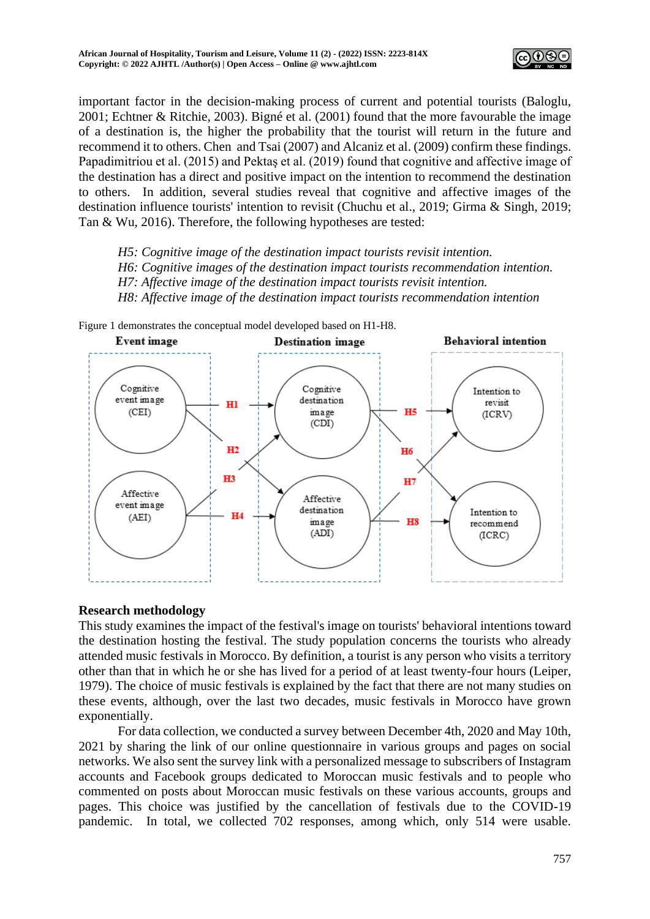important factor in the decision-making process of current and potential tourists (Baloglu, 2001; Echtner & Ritchie, 2003). Bigné et al. (2001) found that the more favourable the image of a destination is, the higher the probability that the tourist will return in the future and recommend it to others. Chen and Tsai (2007) and Alcaniz et al. (2009) confirm these findings. Papadimitriou et al. (2015) and Pektaş et al. (2019) found that cognitive and affective image of the destination has a direct and positive impact on the intention to recommend the destination to others. In addition, several studies reveal that cognitive and affective images of the destination influence tourists' intention to revisit (Chuchu et al., 2019; Girma & Singh, 2019; Tan & Wu, 2016). Therefore, the following hypotheses are tested:

*H5: Cognitive image of the destination impact tourists revisit intention.*
*H6: Cognitive images of the destination impact tourists recommendation intention.*
*H7: Affective image of the destination impact tourists revisit intention.*
*H8: Affective image of the destination impact tourists recommendation intention*

Figure 1 demonstrates the conceptual model developed based on H1-H8.

## Research methodology

This study examines the impact of the festival's image on tourists' behavioral intentions toward the destination hosting the festival. The study population concerns the tourists who already attended music festivals in Morocco. By definition, a tourist is any person who visits a territory other than that in which he or she has lived for a period of at least twenty-four hours (Leiper, 1979). The choice of music festivals is explained by the fact that there are not many studies on these events, although, over the last two decades, music festivals in Morocco have grown exponentially.

For data collection, we conducted a survey between December 4th, 2020 and May 10th, 2021 by sharing the link of our online questionnaire in various groups and pages on social networks. We also sent the survey link with a personalized message to subscribers of Instagram accounts and Facebook groups dedicated to Moroccan music festivals and to people who commented on posts about Moroccan music festivals on these various accounts, groups and pages. This choice was justified by the cancellation of festivals due to the COVID-19 pandemic. In total, we collected 702 responses, among which, only 514 were usable.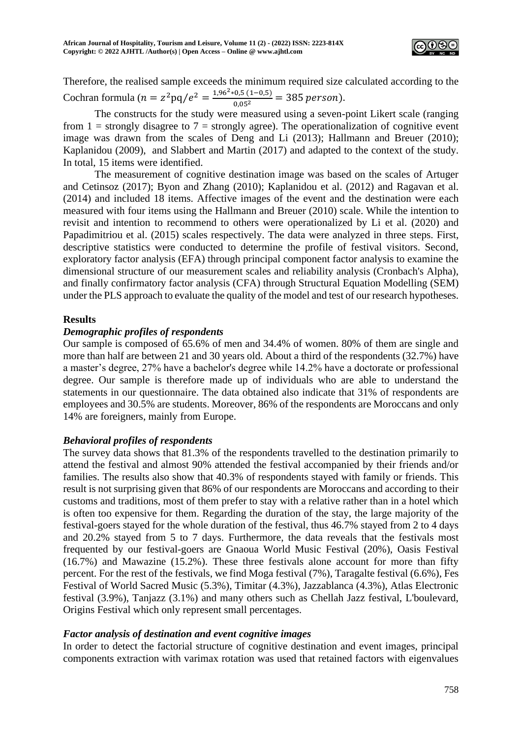Therefore, the realised sample exceeds the minimum required size calculated according to the Cochran formula ($n = z^2\text{pq}/e^2 = \frac{1{,}96^2 * 0{,}5\,(1-0{,}5)}{0{,}05^2} = 385\ person$).

The constructs for the study were measured using a seven-point Likert scale (ranging from 1 = strongly disagree to 7 = strongly agree). The operationalization of cognitive event image was drawn from the scales of Deng and Li (2013); Hallmann and Breuer (2010); Kaplanidou (2009), and Slabbert and Martin (2017) and adapted to the context of the study. In total, 15 items were identified.

The measurement of cognitive destination image was based on the scales of Artuger and Cetinsoz (2017); Byon and Zhang (2010); Kaplanidou et al. (2012) and Ragavan et al. (2014) and included 18 items. Affective images of the event and the destination were each measured with four items using the Hallmann and Breuer (2010) scale. While the intention to revisit and intention to recommend to others were operationalized by Li et al. (2020) and Papadimitriou et al. (2015) scales respectively. The data were analyzed in three steps. First, descriptive statistics were conducted to determine the profile of festival visitors. Second, exploratory factor analysis (EFA) through principal component factor analysis to examine the dimensional structure of our measurement scales and reliability analysis (Cronbach's Alpha), and finally confirmatory factor analysis (CFA) through Structural Equation Modelling (SEM) under the PLS approach to evaluate the quality of the model and test of our research hypotheses.

## Results

### *Demographic profiles of respondents*

Our sample is composed of 65.6% of men and 34.4% of women. 80% of them are single and more than half are between 21 and 30 years old. About a third of the respondents (32.7%) have a master's degree, 27% have a bachelor's degree while 14.2% have a doctorate or professional degree. Our sample is therefore made up of individuals who are able to understand the statements in our questionnaire. The data obtained also indicate that 31% of respondents are employees and 30.5% are students. Moreover, 86% of the respondents are Moroccans and only 14% are foreigners, mainly from Europe.

### *Behavioral profiles of respondents*

The survey data shows that 81.3% of the respondents travelled to the destination primarily to attend the festival and almost 90% attended the festival accompanied by their friends and/or families. The results also show that 40.3% of respondents stayed with family or friends. This result is not surprising given that 86% of our respondents are Moroccans and according to their customs and traditions, most of them prefer to stay with a relative rather than in a hotel which is often too expensive for them. Regarding the duration of the stay, the large majority of the festival-goers stayed for the whole duration of the festival, thus 46.7% stayed from 2 to 4 days and 20.2% stayed from 5 to 7 days. Furthermore, the data reveals that the festivals most frequented by our festival-goers are Gnaoua World Music Festival (20%), Oasis Festival (16.7%) and Mawazine (15.2%). These three festivals alone account for more than fifty percent. For the rest of the festivals, we find Moga festival (7%), Taragalte festival (6.6%), Fes Festival of World Sacred Music (5.3%), Timitar (4.3%), Jazzablanca (4.3%), Atlas Electronic festival (3.9%), Tanjazz (3.1%) and many others such as Chellah Jazz festival, L'boulevard, Origins Festival which only represent small percentages.

### *Factor analysis of destination and event cognitive images*

In order to detect the factorial structure of cognitive destination and event images, principal components extraction with varimax rotation was used that retained factors with eigenvalues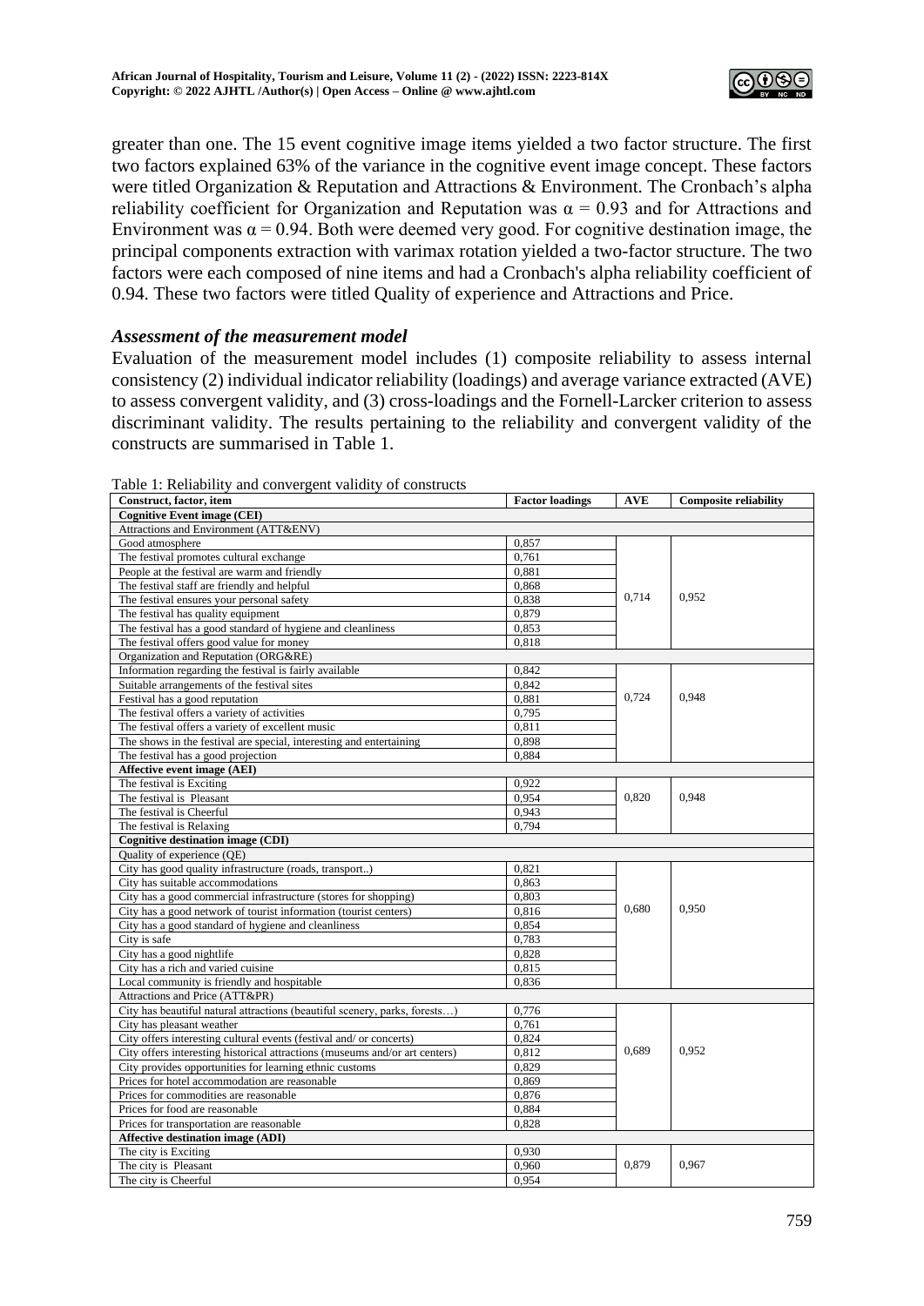greater than one. The 15 event cognitive image items yielded a two factor structure. The first two factors explained 63% of the variance in the cognitive event image concept. These factors were titled Organization & Reputation and Attractions & Environment. The Cronbach's alpha reliability coefficient for Organization and Reputation was $\alpha = 0.93$ and for Attractions and Environment was $\alpha = 0.94$. Both were deemed very good. For cognitive destination image, the principal components extraction with varimax rotation yielded a two-factor structure. The two factors were each composed of nine items and had a Cronbach's alpha reliability coefficient of 0.94. These two factors were titled Quality of experience and Attractions and Price.

### *Assessment of the measurement model*

Evaluation of the measurement model includes (1) composite reliability to assess internal consistency (2) individual indicator reliability (loadings) and average variance extracted (AVE) to assess convergent validity, and (3) cross-loadings and the Fornell-Larcker criterion to assess discriminant validity. The results pertaining to the reliability and convergent validity of the constructs are summarised in Table 1.

Table 1: Reliability and convergent validity of constructs

| Construct, factor, item | Factor loadings | AVE | Composite reliability |
|---|---|---|---|
| **Cognitive Event image (CEI)** | | | |
| Attractions and Environment (ATT&ENV) | | | |
| Good atmosphere | 0,857 | 0,714 | 0,952 |
| The festival promotes cultural exchange | 0,761 | | |
| People at the festival are warm and friendly | 0,881 | | |
| The festival staff are friendly and helpful | 0,868 | | |
| The festival ensures your personal safety | 0,838 | | |
| The festival has quality equipment | 0,879 | | |
| The festival has a good standard of hygiene and cleanliness | 0,853 | | |
| The festival offers good value for money | 0,818 | | |
| Organization and Reputation (ORG&RE) | | | |
| Information regarding the festival is fairly available | 0,842 | 0,724 | 0,948 |
| Suitable arrangements of the festival sites | 0,842 | | |
| Festival has a good reputation | 0,881 | | |
| The festival offers a variety of activities | 0,795 | | |
| The festival offers a variety of excellent music | 0,811 | | |
| The shows in the festival are special, interesting and entertaining | 0,898 | | |
| The festival has a good projection | 0,884 | | |
| **Affective event image (AEI)** | | | |
| The festival is Exciting | 0,922 | 0,820 | 0,948 |
| The festival is Pleasant | 0,954 | | |
| The festival is Cheerful | 0,943 | | |
| The festival is Relaxing | 0,794 | | |
| **Cognitive destination image (CDI)** | | | |
| Quality of experience (QE) | | | |
| City has good quality infrastructure (roads, transport..) | 0,821 | 0,680 | 0,950 |
| City has suitable accommodations | 0,863 | | |
| City has a good commercial infrastructure (stores for shopping) | 0,803 | | |
| City has a good network of tourist information (tourist centers) | 0,816 | | |
| City has a good standard of hygiene and cleanliness | 0,854 | | |
| City is safe | 0,783 | | |
| City has a good nightlife | 0,828 | | |
| City has a rich and varied cuisine | 0,815 | | |
| Local community is friendly and hospitable | 0,836 | | |
| Attractions and Price (ATT&PR) | | | |
| City has beautiful natural attractions (beautiful scenery, parks, forests…) | 0,776 | 0,689 | 0,952 |
| City has pleasant weather | 0,761 | | |
| City offers interesting cultural events (festival and/ or concerts) | 0,824 | | |
| City offers interesting historical attractions (museums and/or art centers) | 0,812 | | |
| City provides opportunities for learning ethnic customs | 0,829 | | |
| Prices for hotel accommodation are reasonable | 0,869 | | |
| Prices for commodities are reasonable | 0,876 | | |
| Prices for food are reasonable | 0,884 | | |
| Prices for transportation are reasonable | 0,828 | | |
| **Affective destination image (ADI)** | | | |
| The city is Exciting | 0,930 | 0,879 | 0,967 |
| The city is Pleasant | 0,960 | | |
| The city is Cheerful | 0,954 | | |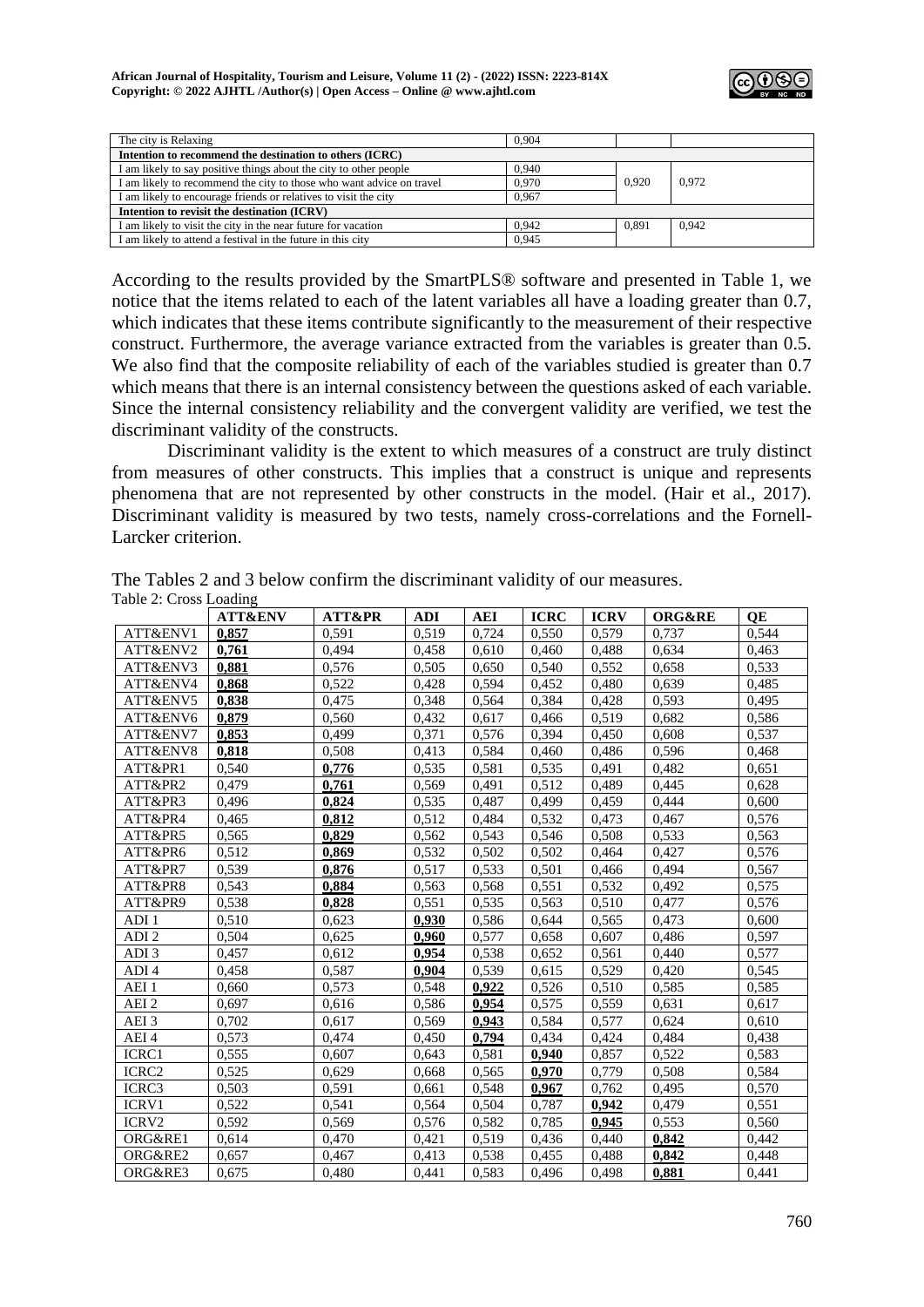| The city is Relaxing | 0,904 | | |
|---|---|---|---|
| **Intention to recommend the destination to others (ICRC)** | | | |
| I am likely to say positive things about the city to other people | 0,940 | 0,920 | 0,972 |
| I am likely to recommend the city to those who want advice on travel | 0,970 | | |
| I am likely to encourage friends or relatives to visit the city | 0,967 | | |
| **Intention to revisit the destination (ICRV)** | | | |
| I am likely to visit the city in the near future for vacation | 0,942 | 0,891 | 0,942 |
| I am likely to attend a festival in the future in this city | 0,945 | | |

According to the results provided by the SmartPLS® software and presented in Table 1, we notice that the items related to each of the latent variables all have a loading greater than 0.7, which indicates that these items contribute significantly to the measurement of their respective construct. Furthermore, the average variance extracted from the variables is greater than 0.5. We also find that the composite reliability of each of the variables studied is greater than 0.7 which means that there is an internal consistency between the questions asked of each variable. Since the internal consistency reliability and the convergent validity are verified, we test the discriminant validity of the constructs.

Discriminant validity is the extent to which measures of a construct are truly distinct from measures of other constructs. This implies that a construct is unique and represents phenomena that are not represented by other constructs in the model. (Hair et al., 2017). Discriminant validity is measured by two tests, namely cross-correlations and the Fornell-Larcker criterion.

The Tables 2 and 3 below confirm the discriminant validity of our measures.

Table 2: Cross Loading

| | ATT&ENV | ATT&PR | ADI | AEI | ICRC | ICRV | ORG&RE | QE |
|---|---|---|---|---|---|---|---|---|
| ATT&ENV1 | **0,857** | 0,591 | 0,519 | 0,724 | 0,550 | 0,579 | 0,737 | 0,544 |
| ATT&ENV2 | **0,761** | 0,494 | 0,458 | 0,610 | 0,460 | 0,488 | 0,634 | 0,463 |
| ATT&ENV3 | **0,881** | 0,576 | 0,505 | 0,650 | 0,540 | 0,552 | 0,658 | 0,533 |
| ATT&ENV4 | **0,868** | 0,522 | 0,428 | 0,594 | 0,452 | 0,480 | 0,639 | 0,485 |
| ATT&ENV5 | **0,838** | 0,475 | 0,348 | 0,564 | 0,384 | 0,428 | 0,593 | 0,495 |
| ATT&ENV6 | **0,879** | 0,560 | 0,432 | 0,617 | 0,466 | 0,519 | 0,682 | 0,586 |
| ATT&ENV7 | **0,853** | 0,499 | 0,371 | 0,576 | 0,394 | 0,450 | 0,608 | 0,537 |
| ATT&ENV8 | **0,818** | 0,508 | 0,413 | 0,584 | 0,460 | 0,486 | 0,596 | 0,468 |
| ATT&PR1 | 0,540 | **0,776** | 0,535 | 0,581 | 0,535 | 0,491 | 0,482 | 0,651 |
| ATT&PR2 | 0,479 | **0,761** | 0,569 | 0,491 | 0,512 | 0,489 | 0,445 | 0,628 |
| ATT&PR3 | 0,496 | **0,824** | 0,535 | 0,487 | 0,499 | 0,459 | 0,444 | 0,600 |
| ATT&PR4 | 0,465 | **0,812** | 0,512 | 0,484 | 0,532 | 0,473 | 0,467 | 0,576 |
| ATT&PR5 | 0,565 | **0,829** | 0,562 | 0,543 | 0,546 | 0,508 | 0,533 | 0,563 |
| ATT&PR6 | 0,512 | **0,869** | 0,532 | 0,502 | 0,502 | 0,464 | 0,427 | 0,576 |
| ATT&PR7 | 0,539 | **0,876** | 0,517 | 0,533 | 0,501 | 0,466 | 0,494 | 0,567 |
| ATT&PR8 | 0,543 | **0,884** | 0,563 | 0,568 | 0,551 | 0,532 | 0,492 | 0,575 |
| ATT&PR9 | 0,538 | **0,828** | 0,551 | 0,535 | 0,563 | 0,510 | 0,477 | 0,576 |
| ADI 1 | 0,510 | 0,623 | **0,930** | 0,586 | 0,644 | 0,565 | 0,473 | 0,600 |
| ADI 2 | 0,504 | 0,625 | **0,960** | 0,577 | 0,658 | 0,607 | 0,486 | 0,597 |
| ADI 3 | 0,457 | 0,612 | **0,954** | 0,538 | 0,652 | 0,561 | 0,440 | 0,577 |
| ADI 4 | 0,458 | 0,587 | **0,904** | 0,539 | 0,615 | 0,529 | 0,420 | 0,545 |
| AEI 1 | 0,660 | 0,573 | 0,548 | **0,922** | 0,526 | 0,510 | 0,585 | 0,585 |
| AEI 2 | 0,697 | 0,616 | 0,586 | **0,954** | 0,575 | 0,559 | 0,631 | 0,617 |
| AEI 3 | 0,702 | 0,617 | 0,569 | **0,943** | 0,584 | 0,577 | 0,624 | 0,610 |
| AEI 4 | 0,573 | 0,474 | 0,450 | **0,794** | 0,434 | 0,424 | 0,484 | 0,438 |
| ICRC1 | 0,555 | 0,607 | 0,643 | 0,581 | **0,940** | 0,857 | 0,522 | 0,583 |
| ICRC2 | 0,525 | 0,629 | 0,668 | 0,565 | **0,970** | 0,779 | 0,508 | 0,584 |
| ICRC3 | 0,503 | 0,591 | 0,661 | 0,548 | **0,967** | 0,762 | 0,495 | 0,570 |
| ICRV1 | 0,522 | 0,541 | 0,564 | 0,504 | 0,787 | **0,942** | 0,479 | 0,551 |
| ICRV2 | 0,592 | 0,569 | 0,576 | 0,582 | 0,785 | **0,945** | 0,553 | 0,560 |
| ORG&RE1 | 0,614 | 0,470 | 0,421 | 0,519 | 0,436 | 0,440 | **0,842** | 0,442 |
| ORG&RE2 | 0,657 | 0,467 | 0,413 | 0,538 | 0,455 | 0,488 | **0,842** | 0,448 |
| ORG&RE3 | 0,675 | 0,480 | 0,441 | 0,583 | 0,496 | 0,498 | **0,881** | 0,441 |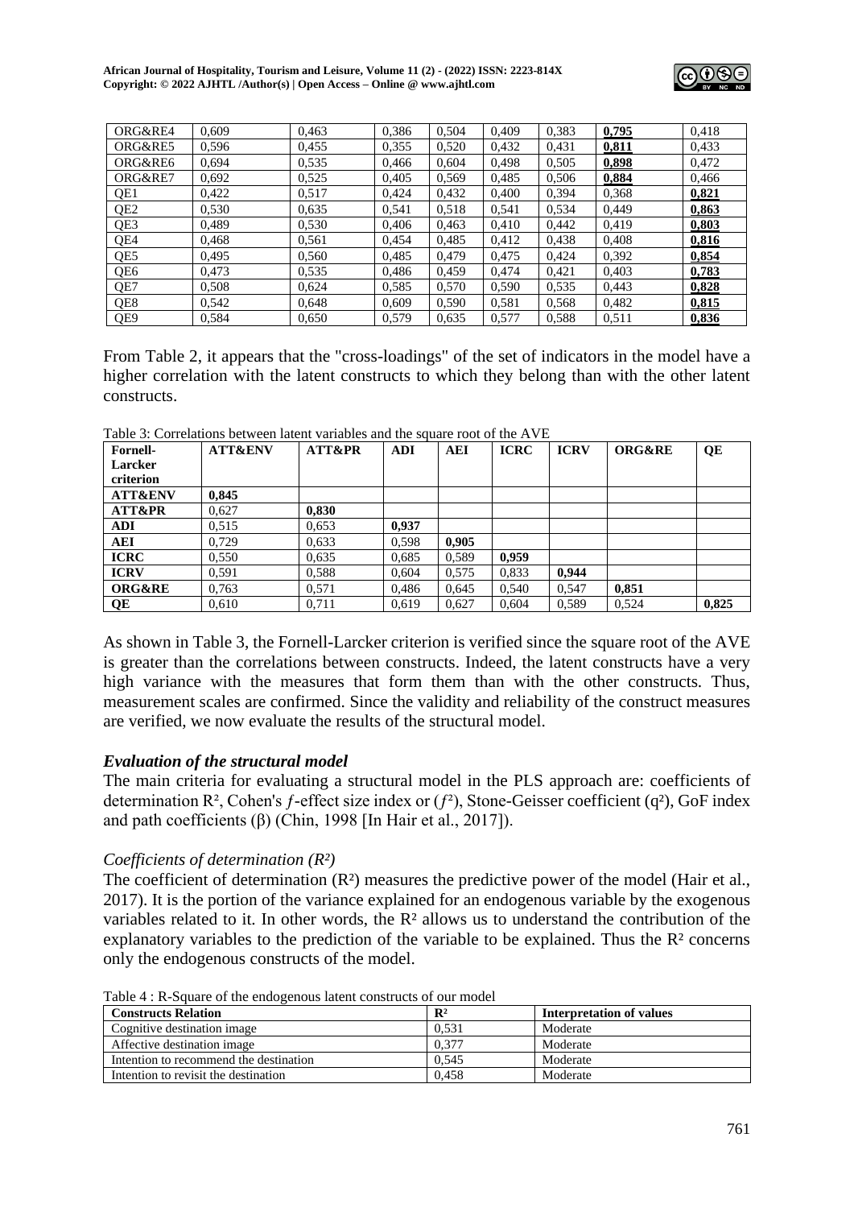| ORG&RE4 | 0,609 | 0,463 | 0,386 | 0,504 | 0,409 | 0,383 | **0,795** | 0,418 |
|---|---|---|---|---|---|---|---|---|
| ORG&RE5 | 0,596 | 0,455 | 0,355 | 0,520 | 0,432 | 0,431 | **0,811** | 0,433 |
| ORG&RE6 | 0,694 | 0,535 | 0,466 | 0,604 | 0,498 | 0,505 | **0,898** | 0,472 |
| ORG&RE7 | 0,692 | 0,525 | 0,405 | 0,569 | 0,485 | 0,506 | **0,884** | 0,466 |
| QE1 | 0,422 | 0,517 | 0,424 | 0,432 | 0,400 | 0,394 | 0,368 | **0,821** |
| QE2 | 0,530 | 0,635 | 0,541 | 0,518 | 0,541 | 0,534 | 0,449 | **0,863** |
| QE3 | 0,489 | 0,530 | 0,406 | 0,463 | 0,410 | 0,442 | 0,419 | **0,803** |
| QE4 | 0,468 | 0,561 | 0,454 | 0,485 | 0,412 | 0,438 | 0,408 | **0,816** |
| QE5 | 0,495 | 0,560 | 0,485 | 0,479 | 0,475 | 0,424 | 0,392 | **0,854** |
| QE6 | 0,473 | 0,535 | 0,486 | 0,459 | 0,474 | 0,421 | 0,403 | **0,783** |
| QE7 | 0,508 | 0,624 | 0,585 | 0,570 | 0,590 | 0,535 | 0,443 | **0,828** |
| QE8 | 0,542 | 0,648 | 0,609 | 0,590 | 0,581 | 0,568 | 0,482 | **0,815** |
| QE9 | 0,584 | 0,650 | 0,579 | 0,635 | 0,577 | 0,588 | 0,511 | **0,836** |

From Table 2, it appears that the "cross-loadings" of the set of indicators in the model have a higher correlation with the latent constructs to which they belong than with the other latent constructs.

Table 3: Correlations between latent variables and the square root of the AVE

| Fornell-Larcker criterion | ATT&ENV | ATT&PR | ADI | AEI | ICRC | ICRV | ORG&RE | QE |
|---|---|---|---|---|---|---|---|---|
| **ATT&ENV** | **0,845** | | | | | | | |
| **ATT&PR** | 0,627 | **0,830** | | | | | | |
| **ADI** | 0,515 | 0,653 | **0,937** | | | | | |
| **AEI** | 0,729 | 0,633 | 0,598 | **0,905** | | | | |
| **ICRC** | 0,550 | 0,635 | 0,685 | 0,589 | **0,959** | | | |
| **ICRV** | 0,591 | 0,588 | 0,604 | 0,575 | 0,833 | **0,944** | | |
| **ORG&RE** | 0,763 | 0,571 | 0,486 | 0,645 | 0,540 | 0,547 | **0,851** | |
| **QE** | 0,610 | 0,711 | 0,619 | 0,627 | 0,604 | 0,589 | 0,524 | **0,825** |

As shown in Table 3, the Fornell-Larcker criterion is verified since the square root of the AVE is greater than the correlations between constructs. Indeed, the latent constructs have a very high variance with the measures that form them than with the other constructs. Thus, measurement scales are confirmed. Since the validity and reliability of the construct measures are verified, we now evaluate the results of the structural model.

### *Evaluation of the structural model*

The main criteria for evaluating a structural model in the PLS approach are: coefficients of determination $R^2$, Cohen's $f$-effect size index or ($f^2$), Stone-Geisser coefficient ($q^2$), GoF index and path coefficients ($\beta$) (Chin, 1998 [In Hair et al., 2017]).

*Coefficients of determination ($R^2$)*

The coefficient of determination ($R^2$) measures the predictive power of the model (Hair et al., 2017). It is the portion of the variance explained for an endogenous variable by the exogenous variables related to it. In other words, the $R^2$ allows us to understand the contribution of the explanatory variables to the prediction of the variable to be explained. Thus the $R^2$ concerns only the endogenous constructs of the model.

Table 4 : R-Square of the endogenous latent constructs of our model

| Constructs Relation | $R^2$ | Interpretation of values |
|---|---|---|
| Cognitive destination image | 0,531 | Moderate |
| Affective destination image | 0,377 | Moderate |
| Intention to recommend the destination | 0,545 | Moderate |
| Intention to revisit the destination | 0,458 | Moderate |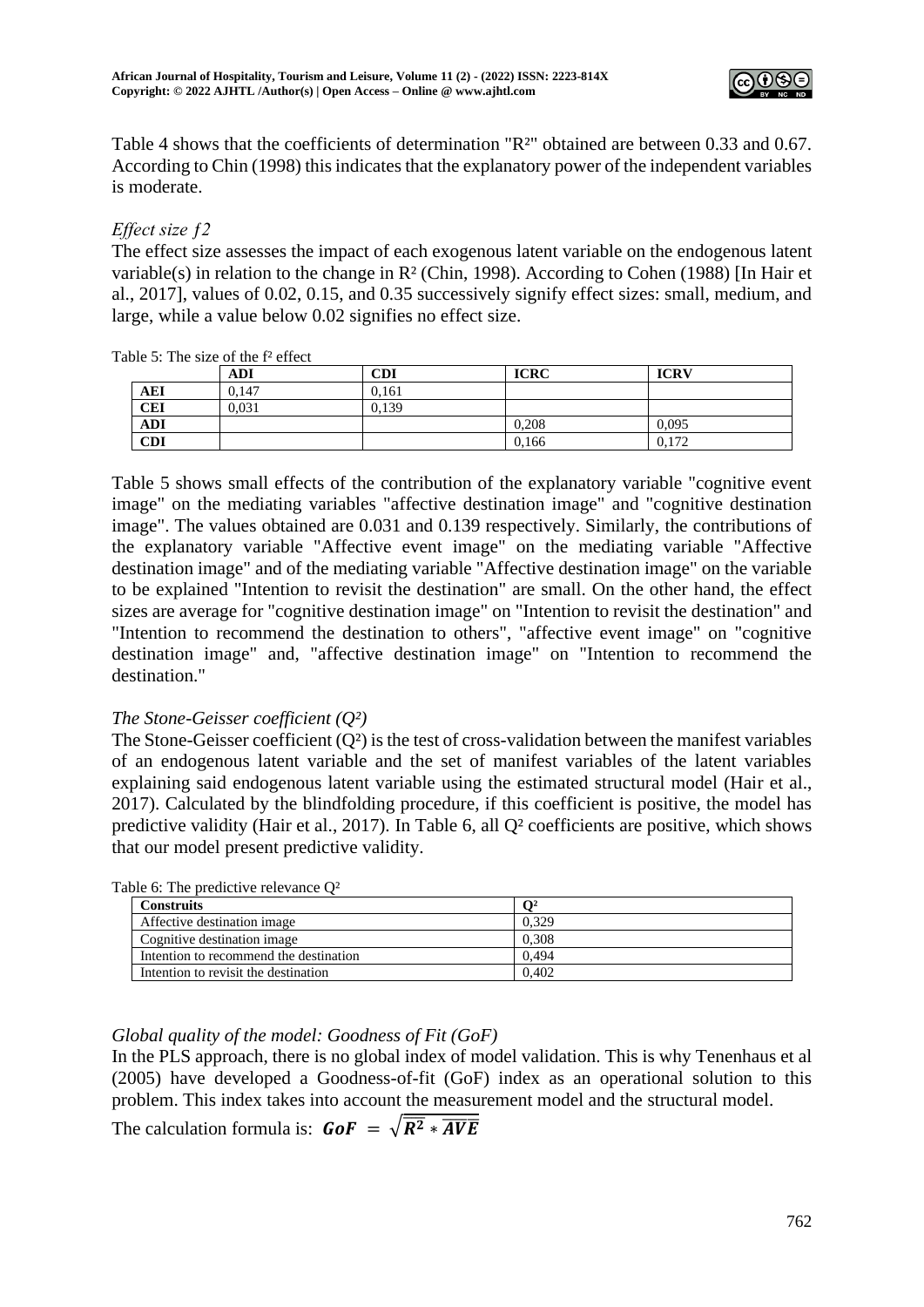Table 4 shows that the coefficients of determination "R²" obtained are between 0.33 and 0.67. According to Chin (1998) this indicates that the explanatory power of the independent variables is moderate.

### *Effect size f2*

The effect size assesses the impact of each exogenous latent variable on the endogenous latent variable(s) in relation to the change in R² (Chin, 1998). According to Cohen (1988) [In Hair et al., 2017], values of 0.02, 0.15, and 0.35 successively signify effect sizes: small, medium, and large, while a value below 0.02 signifies no effect size.

Table 5: The size of the f² effect

| | ADI | CDI | ICRC | ICRV |
|---|---|---|---|---|
| **AEI** | 0,147 | 0,161 | | |
| **CEI** | 0,031 | 0,139 | | |
| **ADI** | | | 0,208 | 0,095 |
| **CDI** | | | 0,166 | 0,172 |

Table 5 shows small effects of the contribution of the explanatory variable "cognitive event image" on the mediating variables "affective destination image" and "cognitive destination image". The values obtained are 0.031 and 0.139 respectively. Similarly, the contributions of the explanatory variable "Affective event image" on the mediating variable "Affective destination image" and of the mediating variable "Affective destination image" on the variable to be explained "Intention to revisit the destination" are small. On the other hand, the effect sizes are average for "cognitive destination image" on "Intention to revisit the destination" and "Intention to recommend the destination to others", "affective event image" on "cognitive destination image" and, "affective destination image" on "Intention to recommend the destination."

### *The Stone-Geisser coefficient (Q²)*

The Stone-Geisser coefficient (Q²) is the test of cross-validation between the manifest variables of an endogenous latent variable and the set of manifest variables of the latent variables explaining said endogenous latent variable using the estimated structural model (Hair et al., 2017). Calculated by the blindfolding procedure, if this coefficient is positive, the model has predictive validity (Hair et al., 2017). In Table 6, all Q² coefficients are positive, which shows that our model present predictive validity.

Table 6: The predictive relevance Q²

| Construits | Q² |
|---|---|
| Affective destination image | 0,329 |
| Cognitive destination image | 0,308 |
| Intention to recommend the destination | 0,494 |
| Intention to revisit the destination | 0,402 |

### *Global quality of the model: Goodness of Fit (GoF)*

In the PLS approach, there is no global index of model validation. This is why Tenenhaus et al (2005) have developed a Goodness-of-fit (GoF) index as an operational solution to this problem. This index takes into account the measurement model and the structural model.

The calculation formula is: $\boldsymbol{GoF} = \sqrt{\overline{\boldsymbol{R^2}} * \overline{\boldsymbol{AVE}}}$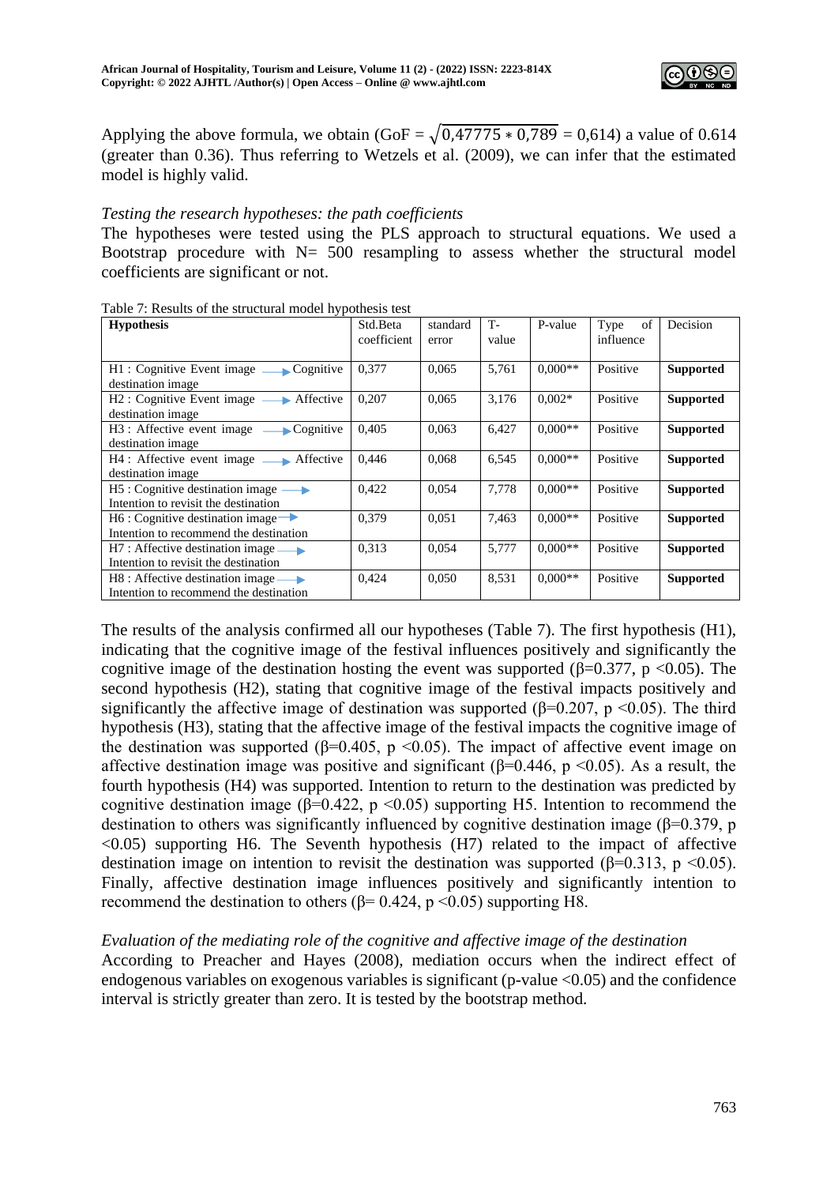Applying the above formula, we obtain (GoF = $\sqrt{0{,}47775 * 0{,}789}$ = 0,614) a value of 0.614 (greater than 0.36). Thus referring to Wetzels et al. (2009), we can infer that the estimated model is highly valid.

*Testing the research hypotheses: the path coefficients*

The hypotheses were tested using the PLS approach to structural equations. We used a Bootstrap procedure with N= 500 resampling to assess whether the structural model coefficients are significant or not.

Table 7: Results of the structural model hypothesis test

| **Hypothesis** | Std.Beta coefficient | standard error | T-value | P-value | Type of influence | Decision |
|---|---|---|---|---|---|---|
| H1 : Cognitive Event image → Cognitive destination image | 0,377 | 0,065 | 5,761 | 0,000** | Positive | **Supported** |
| H2 : Cognitive Event image → Affective destination image | 0,207 | 0,065 | 3,176 | 0,002* | Positive | **Supported** |
| H3 : Affective event image → Cognitive destination image | 0,405 | 0,063 | 6,427 | 0,000** | Positive | **Supported** |
| H4 : Affective event image → Affective destination image | 0,446 | 0,068 | 6,545 | 0,000** | Positive | **Supported** |
| H5 : Cognitive destination image → Intention to revisit the destination | 0,422 | 0,054 | 7,778 | 0,000** | Positive | **Supported** |
| H6 : Cognitive destination image → Intention to recommend the destination | 0,379 | 0,051 | 7,463 | 0,000** | Positive | **Supported** |
| H7 : Affective destination image → Intention to revisit the destination | 0,313 | 0,054 | 5,777 | 0,000** | Positive | **Supported** |
| H8 : Affective destination image → Intention to recommend the destination | 0,424 | 0,050 | 8,531 | 0,000** | Positive | **Supported** |

The results of the analysis confirmed all our hypotheses (Table 7). The first hypothesis (H1), indicating that the cognitive image of the festival influences positively and significantly the cognitive image of the destination hosting the event was supported ($\beta$=0.377, $p < 0.05$). The second hypothesis (H2), stating that cognitive image of the festival impacts positively and significantly the affective image of destination was supported ($\beta$=0.207, $p < 0.05$). The third hypothesis (H3), stating that the affective image of the festival impacts the cognitive image of the destination was supported ($\beta$=0.405, $p < 0.05$). The impact of affective event image on affective destination image was positive and significant ($\beta$=0.446, $p < 0.05$). As a result, the fourth hypothesis (H4) was supported. Intention to return to the destination was predicted by cognitive destination image ($\beta$=0.422, $p < 0.05$) supporting H5. Intention to recommend the destination to others was significantly influenced by cognitive destination image ($\beta$=0.379, $p < 0.05$) supporting H6. The Seventh hypothesis (H7) related to the impact of affective destination image on intention to revisit the destination was supported ($\beta$=0.313, $p < 0.05$). Finally, affective destination image influences positively and significantly intention to recommend the destination to others ($\beta$= 0.424, $p < 0.05$) supporting H8.

*Evaluation of the mediating role of the cognitive and affective image of the destination*

According to Preacher and Hayes (2008), mediation occurs when the indirect effect of endogenous variables on exogenous variables is significant (p-value <0.05) and the confidence interval is strictly greater than zero. It is tested by the bootstrap method.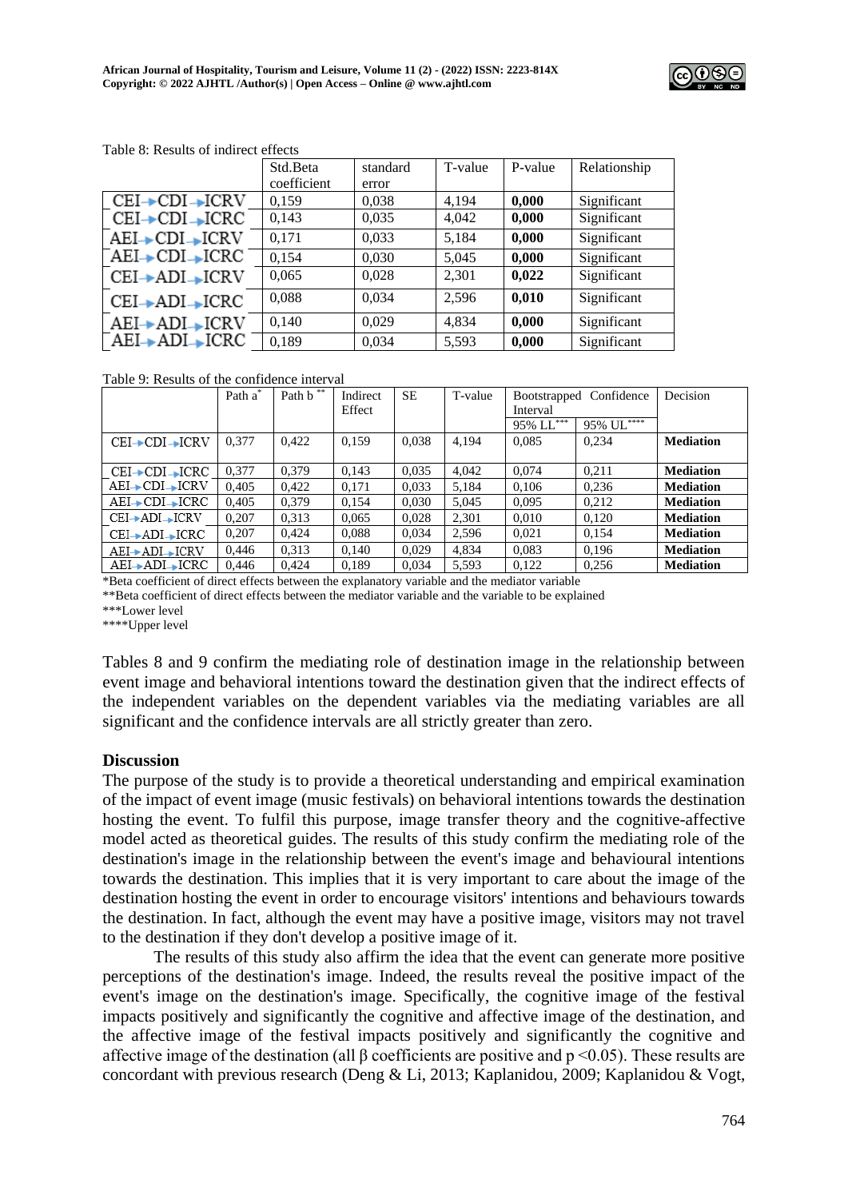Table 8: Results of indirect effects

| | Std.Beta coefficient | standard error | T-value | P-value | Relationship |
|---|---|---|---|---|---|
| CEI→CDI→ICRV | 0,159 | 0,038 | 4,194 | **0,000** | Significant |
| CEI→CDI→ICRC | 0,143 | 0,035 | 4,042 | **0,000** | Significant |
| AEI→CDI→ICRV | 0,171 | 0,033 | 5,184 | **0,000** | Significant |
| AEI→CDI→ICRC | 0,154 | 0,030 | 5,045 | **0,000** | Significant |
| CEI→ADI→ICRV | 0,065 | 0,028 | 2,301 | **0,022** | Significant |
| CEI→ADI→ICRC | 0,088 | 0,034 | 2,596 | **0,010** | Significant |
| AEI→ADI→ICRV | 0,140 | 0,029 | 4,834 | **0,000** | Significant |
| AEI→ADI→ICRC | 0,189 | 0,034 | 5,593 | **0,000** | Significant |

Table 9: Results of the confidence interval

| | Path a* | Path b ** | Indirect Effect | SE | T-value | Bootstrapped Confidence Interval | | Decision |
|---|---|---|---|---|---|---|---|---|
| | | | | | | 95% LL*** | 95% UL**** | |
| CEI→CDI→ICRV | 0,377 | 0,422 | 0,159 | 0,038 | 4,194 | 0,085 | 0,234 | **Mediation** |
| CEI→CDI→ICRC | 0,377 | 0,379 | 0,143 | 0,035 | 4,042 | 0,074 | 0,211 | **Mediation** |
| AEI→CDI→ICRV | 0,405 | 0,422 | 0,171 | 0,033 | 5,184 | 0,106 | 0,236 | **Mediation** |
| AEI→CDI→ICRC | 0,405 | 0,379 | 0,154 | 0,030 | 5,045 | 0,095 | 0,212 | **Mediation** |
| CEI→ADI→ICRV | 0,207 | 0,313 | 0,065 | 0,028 | 2,301 | 0,010 | 0,120 | **Mediation** |
| CEI→ADI→ICRC | 0,207 | 0,424 | 0,088 | 0,034 | 2,596 | 0,021 | 0,154 | **Mediation** |
| AEI→ADI→ICRV | 0,446 | 0,313 | 0,140 | 0,029 | 4,834 | 0,083 | 0,196 | **Mediation** |
| AEI→ADI→ICRC | 0,446 | 0,424 | 0,189 | 0,034 | 5,593 | 0,122 | 0,256 | **Mediation** |

*Beta coefficient of direct effects between the explanatory variable and the mediator variable
**Beta coefficient of direct effects between the mediator variable and the variable to be explained
***Lower level
****Upper level

Tables 8 and 9 confirm the mediating role of destination image in the relationship between event image and behavioral intentions toward the destination given that the indirect effects of the independent variables on the dependent variables via the mediating variables are all significant and the confidence intervals are all strictly greater than zero.

## Discussion

The purpose of the study is to provide a theoretical understanding and empirical examination of the impact of event image (music festivals) on behavioral intentions towards the destination hosting the event. To fulfil this purpose, image transfer theory and the cognitive-affective model acted as theoretical guides. The results of this study confirm the mediating role of the destination's image in the relationship between the event's image and behavioural intentions towards the destination. This implies that it is very important to care about the image of the destination hosting the event in order to encourage visitors' intentions and behaviours towards the destination. In fact, although the event may have a positive image, visitors may not travel to the destination if they don't develop a positive image of it.

The results of this study also affirm the idea that the event can generate more positive perceptions of the destination's image. Indeed, the results reveal the positive impact of the event's image on the destination's image. Specifically, the cognitive image of the festival impacts positively and significantly the cognitive and affective image of the destination, and the affective image of the festival impacts positively and significantly the cognitive and affective image of the destination (all β coefficients are positive and $p < 0.05$). These results are concordant with previous research (Deng & Li, 2013; Kaplanidou, 2009; Kaplanidou & Vogt,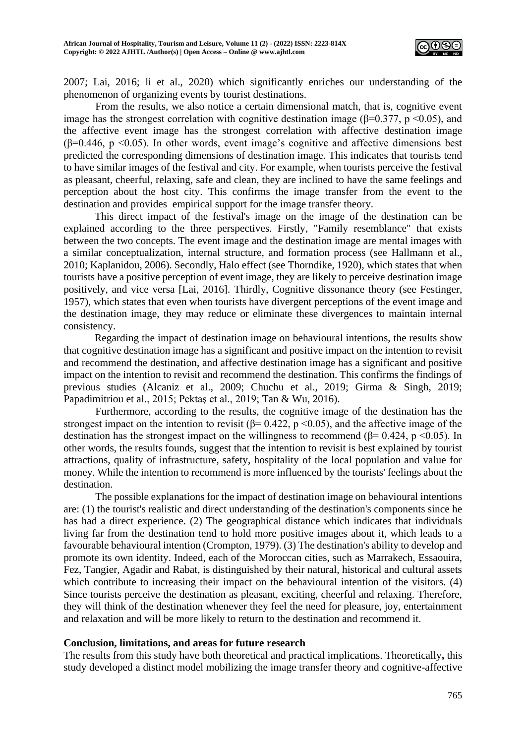2007; Lai, 2016; li et al., 2020) which significantly enriches our understanding of the phenomenon of organizing events by tourist destinations.

From the results, we also notice a certain dimensional match, that is, cognitive event image has the strongest correlation with cognitive destination image ($\beta$=0.377, $p$ <0.05), and the affective event image has the strongest correlation with affective destination image ($\beta$=0.446, $p$ <0.05). In other words, event image's cognitive and affective dimensions best predicted the corresponding dimensions of destination image. This indicates that tourists tend to have similar images of the festival and city. For example, when tourists perceive the festival as pleasant, cheerful, relaxing, safe and clean, they are inclined to have the same feelings and perception about the host city. This confirms the image transfer from the event to the destination and provides empirical support for the image transfer theory.

This direct impact of the festival's image on the image of the destination can be explained according to the three perspectives. Firstly, "Family resemblance" that exists between the two concepts. The event image and the destination image are mental images with a similar conceptualization, internal structure, and formation process (see Hallmann et al., 2010; Kaplanidou, 2006). Secondly, Halo effect (see Thorndike, 1920), which states that when tourists have a positive perception of event image, they are likely to perceive destination image positively, and vice versa [Lai, 2016]. Thirdly, Cognitive dissonance theory (see Festinger, 1957), which states that even when tourists have divergent perceptions of the event image and the destination image, they may reduce or eliminate these divergences to maintain internal consistency.

Regarding the impact of destination image on behavioural intentions, the results show that cognitive destination image has a significant and positive impact on the intention to revisit and recommend the destination, and affective destination image has a significant and positive impact on the intention to revisit and recommend the destination. This confirms the findings of previous studies (Alcaniz et al., 2009; Chuchu et al., 2019; Girma & Singh, 2019; Papadimitriou et al., 2015; Pektaş et al., 2019; Tan & Wu, 2016).

Furthermore, according to the results, the cognitive image of the destination has the strongest impact on the intention to revisit ($\beta$= 0.422, $p$ <0.05), and the affective image of the destination has the strongest impact on the willingness to recommend ($\beta$= 0.424, $p$ <0.05). In other words, the results founds, suggest that the intention to revisit is best explained by tourist attractions, quality of infrastructure, safety, hospitality of the local population and value for money. While the intention to recommend is more influenced by the tourists' feelings about the destination.

The possible explanations for the impact of destination image on behavioural intentions are: (1) the tourist's realistic and direct understanding of the destination's components since he has had a direct experience. (2) The geographical distance which indicates that individuals living far from the destination tend to hold more positive images about it, which leads to a favourable behavioural intention (Crompton, 1979). (3) The destination's ability to develop and promote its own identity. Indeed, each of the Moroccan cities, such as Marrakech, Essaouira, Fez, Tangier, Agadir and Rabat, is distinguished by their natural, historical and cultural assets which contribute to increasing their impact on the behavioural intention of the visitors. (4) Since tourists perceive the destination as pleasant, exciting, cheerful and relaxing. Therefore, they will think of the destination whenever they feel the need for pleasure, joy, entertainment and relaxation and will be more likely to return to the destination and recommend it.

## Conclusion, limitations, and areas for future research

The results from this study have both theoretical and practical implications. Theoretically**,** this study developed a distinct model mobilizing the image transfer theory and cognitive-affective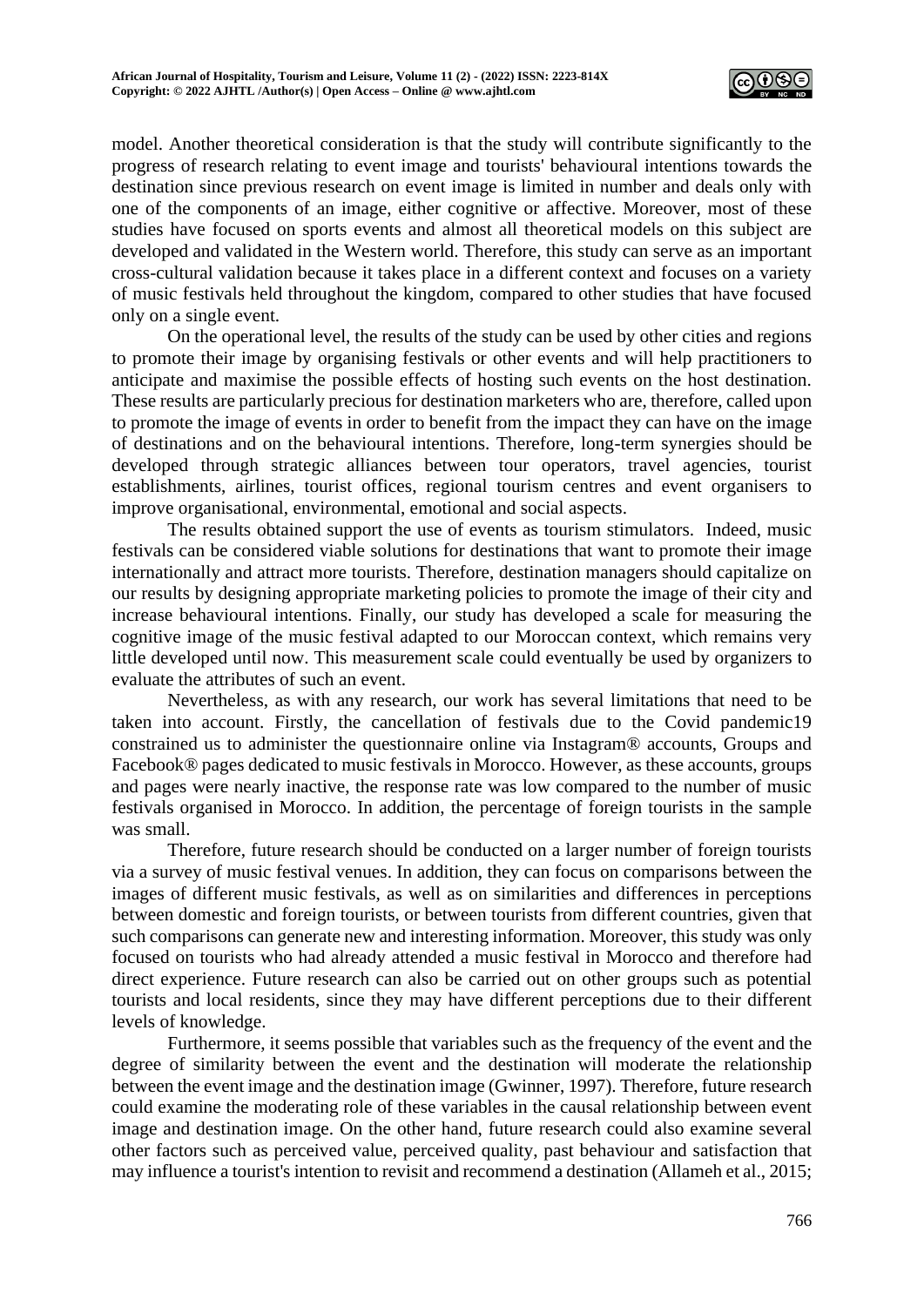model. Another theoretical consideration is that the study will contribute significantly to the progress of research relating to event image and tourists' behavioural intentions towards the destination since previous research on event image is limited in number and deals only with one of the components of an image, either cognitive or affective. Moreover, most of these studies have focused on sports events and almost all theoretical models on this subject are developed and validated in the Western world. Therefore, this study can serve as an important cross-cultural validation because it takes place in a different context and focuses on a variety of music festivals held throughout the kingdom, compared to other studies that have focused only on a single event.

On the operational level, the results of the study can be used by other cities and regions to promote their image by organising festivals or other events and will help practitioners to anticipate and maximise the possible effects of hosting such events on the host destination. These results are particularly precious for destination marketers who are, therefore, called upon to promote the image of events in order to benefit from the impact they can have on the image of destinations and on the behavioural intentions. Therefore, long-term synergies should be developed through strategic alliances between tour operators, travel agencies, tourist establishments, airlines, tourist offices, regional tourism centres and event organisers to improve organisational, environmental, emotional and social aspects.

The results obtained support the use of events as tourism stimulators. Indeed, music festivals can be considered viable solutions for destinations that want to promote their image internationally and attract more tourists. Therefore, destination managers should capitalize on our results by designing appropriate marketing policies to promote the image of their city and increase behavioural intentions. Finally, our study has developed a scale for measuring the cognitive image of the music festival adapted to our Moroccan context, which remains very little developed until now. This measurement scale could eventually be used by organizers to evaluate the attributes of such an event.

Nevertheless, as with any research, our work has several limitations that need to be taken into account. Firstly, the cancellation of festivals due to the Covid pandemic19 constrained us to administer the questionnaire online via Instagram® accounts, Groups and Facebook® pages dedicated to music festivals in Morocco. However, as these accounts, groups and pages were nearly inactive, the response rate was low compared to the number of music festivals organised in Morocco. In addition, the percentage of foreign tourists in the sample was small.

Therefore, future research should be conducted on a larger number of foreign tourists via a survey of music festival venues. In addition, they can focus on comparisons between the images of different music festivals, as well as on similarities and differences in perceptions between domestic and foreign tourists, or between tourists from different countries, given that such comparisons can generate new and interesting information. Moreover, this study was only focused on tourists who had already attended a music festival in Morocco and therefore had direct experience. Future research can also be carried out on other groups such as potential tourists and local residents, since they may have different perceptions due to their different levels of knowledge.

Furthermore, it seems possible that variables such as the frequency of the event and the degree of similarity between the event and the destination will moderate the relationship between the event image and the destination image (Gwinner, 1997). Therefore, future research could examine the moderating role of these variables in the causal relationship between event image and destination image. On the other hand, future research could also examine several other factors such as perceived value, perceived quality, past behaviour and satisfaction that may influence a tourist's intention to revisit and recommend a destination (Allameh et al., 2015;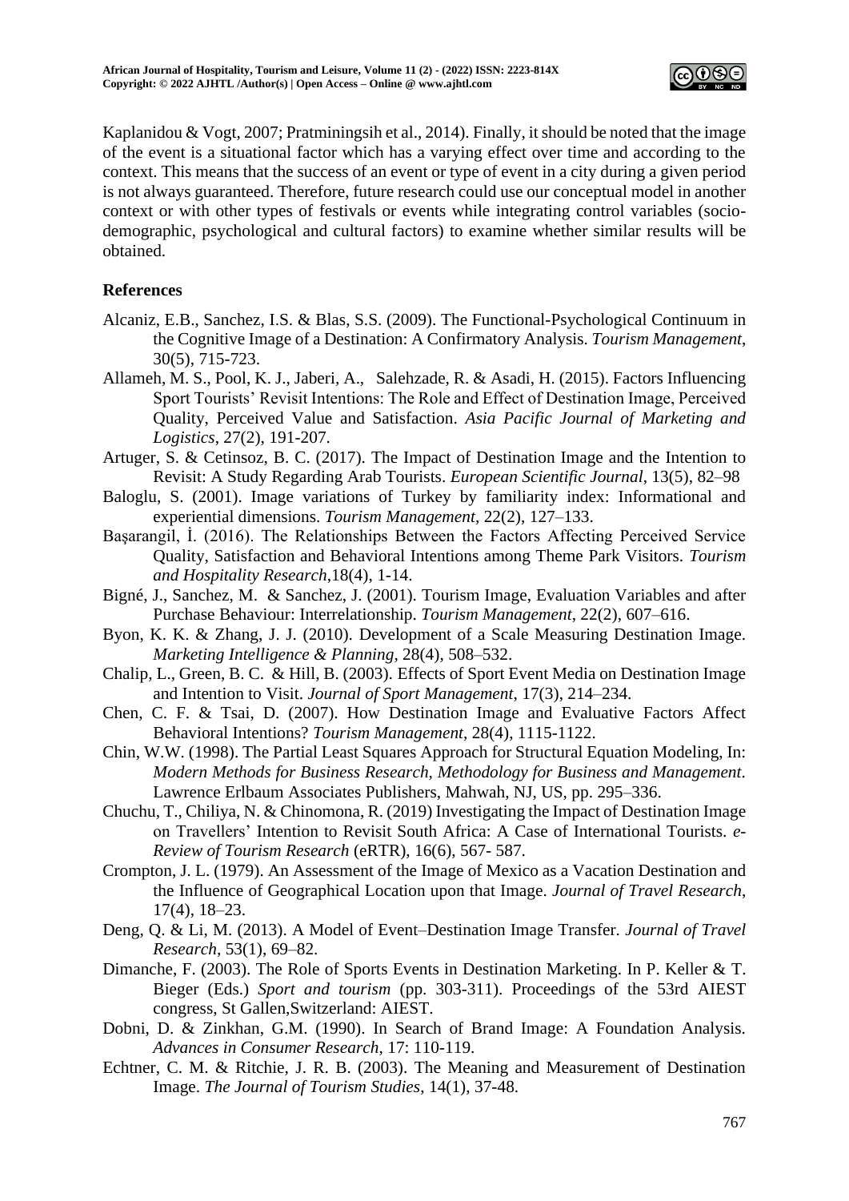Kaplanidou & Vogt, 2007; Pratminingsih et al., 2014). Finally, it should be noted that the image of the event is a situational factor which has a varying effect over time and according to the context. This means that the success of an event or type of event in a city during a given period is not always guaranteed. Therefore, future research could use our conceptual model in another context or with other types of festivals or events while integrating control variables (socio-demographic, psychological and cultural factors) to examine whether similar results will be obtained.

## References

Alcaniz, E.B., Sanchez, I.S. & Blas, S.S. (2009). The Functional-Psychological Continuum in the Cognitive Image of a Destination: A Confirmatory Analysis. *Tourism Management*, 30(5), 715-723.

Allameh, M. S., Pool, K. J., Jaberi, A., Salehzade, R. & Asadi, H. (2015). Factors Influencing Sport Tourists' Revisit Intentions: The Role and Effect of Destination Image, Perceived Quality, Perceived Value and Satisfaction. *Asia Pacific Journal of Marketing and Logistics*, 27(2), 191-207.

Artuger, S. & Cetinsoz, B. C. (2017). The Impact of Destination Image and the Intention to Revisit: A Study Regarding Arab Tourists. *European Scientific Journal*, 13(5), 82–98

Baloglu, S. (2001). Image variations of Turkey by familiarity index: Informational and experiential dimensions. *Tourism Management*, 22(2), 127–133.

Başarangil, İ. (2016). The Relationships Between the Factors Affecting Perceived Service Quality, Satisfaction and Behavioral Intentions among Theme Park Visitors. *Tourism and Hospitality Research*,18(4), 1-14.

Bigné, J., Sanchez, M. & Sanchez, J. (2001). Tourism Image, Evaluation Variables and after Purchase Behaviour: Interrelationship. *Tourism Management*, 22(2), 607–616.

Byon, K. K. & Zhang, J. J. (2010). Development of a Scale Measuring Destination Image. *Marketing Intelligence & Planning*, 28(4), 508–532.

Chalip, L., Green, B. C. & Hill, B. (2003). Effects of Sport Event Media on Destination Image and Intention to Visit. *Journal of Sport Management*, 17(3), 214–234.

Chen, C. F. & Tsai, D. (2007). How Destination Image and Evaluative Factors Affect Behavioral Intentions? *Tourism Management*, 28(4), 1115-1122.

Chin, W.W. (1998). The Partial Least Squares Approach for Structural Equation Modeling, In: *Modern Methods for Business Research, Methodology for Business and Management*. Lawrence Erlbaum Associates Publishers, Mahwah, NJ, US, pp. 295–336.

Chuchu, T., Chiliya, N. & Chinomona, R. (2019) Investigating the Impact of Destination Image on Travellers' Intention to Revisit South Africa: A Case of International Tourists. *e-Review of Tourism Research* (eRTR), 16(6), 567- 587.

Crompton, J. L. (1979). An Assessment of the Image of Mexico as a Vacation Destination and the Influence of Geographical Location upon that Image. *Journal of Travel Research*, 17(4), 18–23.

Deng, Q. & Li, M. (2013). A Model of Event–Destination Image Transfer. *Journal of Travel Research*, 53(1), 69–82.

Dimanche, F. (2003). The Role of Sports Events in Destination Marketing. In P. Keller & T. Bieger (Eds.) *Sport and tourism* (pp. 303-311). Proceedings of the 53rd AIEST congress, St Gallen,Switzerland: AIEST.

Dobni, D. & Zinkhan, G.M. (1990). In Search of Brand Image: A Foundation Analysis. *Advances in Consumer Research*, 17: 110-119.

Echtner, C. M. & Ritchie, J. R. B. (2003). The Meaning and Measurement of Destination Image. *The Journal of Tourism Studies*, 14(1), 37-48.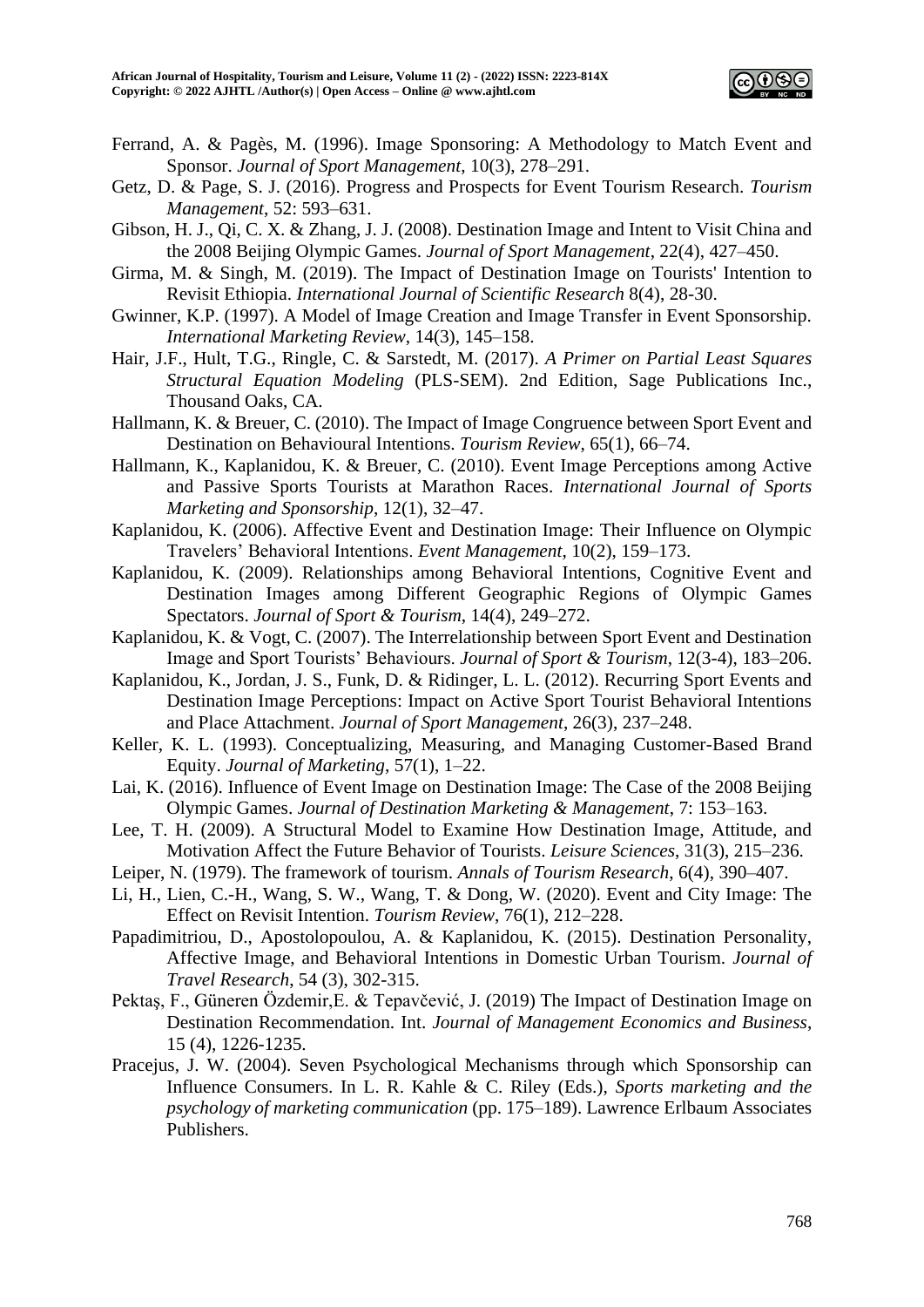Ferrand, A. & Pagès, M. (1996). Image Sponsoring: A Methodology to Match Event and Sponsor. *Journal of Sport Management*, 10(3), 278–291.

Getz, D. & Page, S. J. (2016). Progress and Prospects for Event Tourism Research. *Tourism Management*, 52: 593–631.

Gibson, H. J., Qi, C. X. & Zhang, J. J. (2008). Destination Image and Intent to Visit China and the 2008 Beijing Olympic Games. *Journal of Sport Management*, 22(4), 427–450.

Girma, M. & Singh, M. (2019). The Impact of Destination Image on Tourists' Intention to Revisit Ethiopia. *International Journal of Scientific Research* 8(4), 28-30.

Gwinner, K.P. (1997). A Model of Image Creation and Image Transfer in Event Sponsorship. *International Marketing Review*, 14(3), 145–158.

Hair, J.F., Hult, T.G., Ringle, C. & Sarstedt, M. (2017). *A Primer on Partial Least Squares Structural Equation Modeling* (PLS-SEM). 2nd Edition, Sage Publications Inc., Thousand Oaks, CA.

Hallmann, K. & Breuer, C. (2010). The Impact of Image Congruence between Sport Event and Destination on Behavioural Intentions. *Tourism Review*, 65(1), 66–74.

Hallmann, K., Kaplanidou, K. & Breuer, C. (2010). Event Image Perceptions among Active and Passive Sports Tourists at Marathon Races. *International Journal of Sports Marketing and Sponsorship*, 12(1), 32–47.

Kaplanidou, K. (2006). Affective Event and Destination Image: Their Influence on Olympic Travelers' Behavioral Intentions. *Event Management*, 10(2), 159–173.

Kaplanidou, K. (2009). Relationships among Behavioral Intentions, Cognitive Event and Destination Images among Different Geographic Regions of Olympic Games Spectators. *Journal of Sport & Tourism*, 14(4), 249–272.

Kaplanidou, K. & Vogt, C. (2007). The Interrelationship between Sport Event and Destination Image and Sport Tourists' Behaviours. *Journal of Sport & Tourism*, 12(3-4), 183–206.

Kaplanidou, K., Jordan, J. S., Funk, D. & Ridinger, L. L. (2012). Recurring Sport Events and Destination Image Perceptions: Impact on Active Sport Tourist Behavioral Intentions and Place Attachment. *Journal of Sport Management*, 26(3), 237–248.

Keller, K. L. (1993). Conceptualizing, Measuring, and Managing Customer-Based Brand Equity. *Journal of Marketing*, 57(1), 1–22.

Lai, K. (2016). Influence of Event Image on Destination Image: The Case of the 2008 Beijing Olympic Games. *Journal of Destination Marketing & Management*, 7: 153–163.

Lee, T. H. (2009). A Structural Model to Examine How Destination Image, Attitude, and Motivation Affect the Future Behavior of Tourists. *Leisure Sciences*, 31(3), 215–236.

Leiper, N. (1979). The framework of tourism. *Annals of Tourism Research*, 6(4), 390–407.

Li, H., Lien, C.-H., Wang, S. W., Wang, T. & Dong, W. (2020). Event and City Image: The Effect on Revisit Intention. *Tourism Review*, 76(1), 212–228.

Papadimitriou, D., Apostolopoulou, A. & Kaplanidou, K. (2015). Destination Personality, Affective Image, and Behavioral Intentions in Domestic Urban Tourism. *Journal of Travel Research*, 54 (3), 302-315.

Pektaş, F., Güneren Özdemir,E. & Tepavčević, J. (2019) The Impact of Destination Image on Destination Recommendation. Int. *Journal of Management Economics and Business*, 15 (4), 1226-1235.

Pracejus, J. W. (2004). Seven Psychological Mechanisms through which Sponsorship can Influence Consumers. In L. R. Kahle & C. Riley (Eds.), *Sports marketing and the psychology of marketing communication* (pp. 175–189). Lawrence Erlbaum Associates Publishers.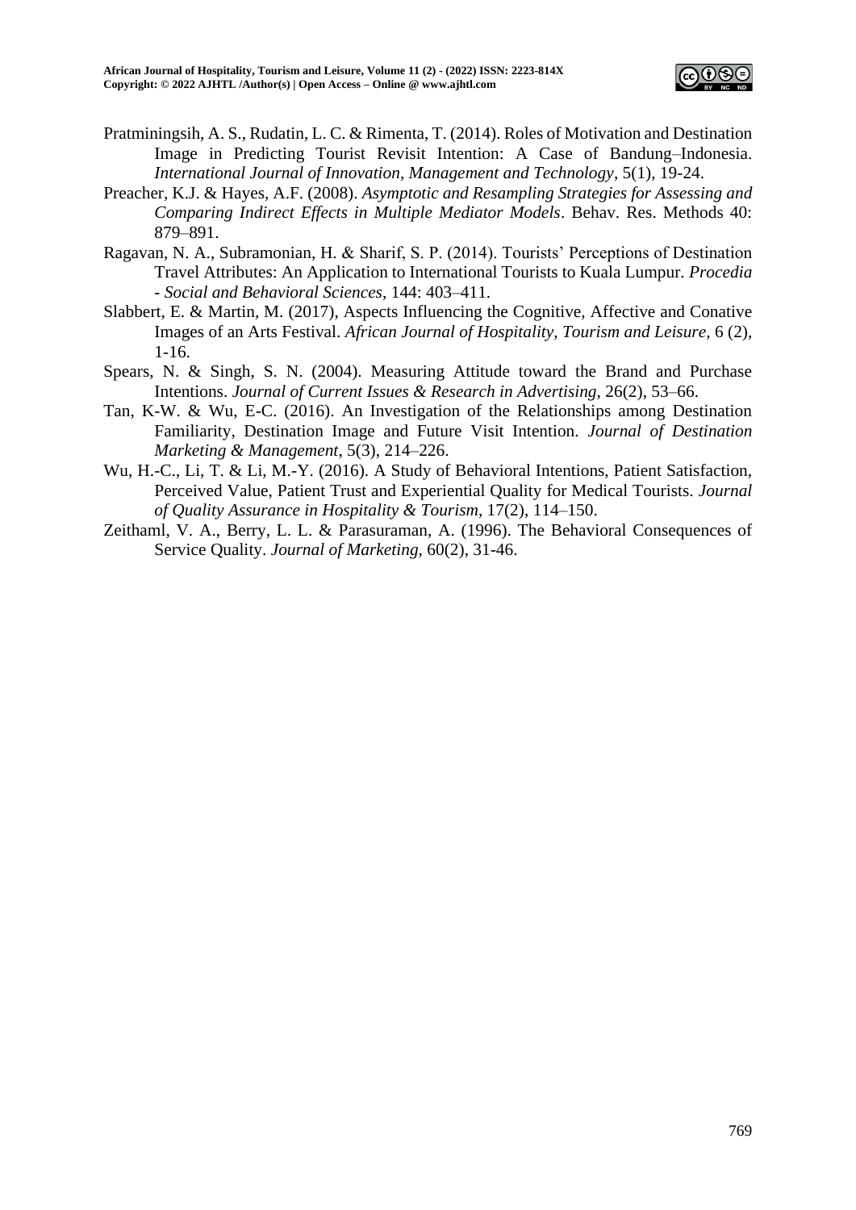Pratminingsih, A. S., Rudatin, L. C. & Rimenta, T. (2014). Roles of Motivation and Destination Image in Predicting Tourist Revisit Intention: A Case of Bandung–Indonesia. *International Journal of Innovation, Management and Technology*, 5(1), 19-24.

Preacher, K.J. & Hayes, A.F. (2008). *Asymptotic and Resampling Strategies for Assessing and Comparing Indirect Effects in Multiple Mediator Models*. Behav. Res. Methods 40: 879–891.

Ragavan, N. A., Subramonian, H. & Sharif, S. P. (2014). Tourists' Perceptions of Destination Travel Attributes: An Application to International Tourists to Kuala Lumpur. *Procedia - Social and Behavioral Sciences*, 144: 403–411.

Slabbert, E. & Martin, M. (2017), Aspects Influencing the Cognitive, Affective and Conative Images of an Arts Festival. *African Journal of Hospitality, Tourism and Leisure*, 6 (2), 1-16.

Spears, N. & Singh, S. N. (2004). Measuring Attitude toward the Brand and Purchase Intentions. *Journal of Current Issues & Research in Advertising*, 26(2), 53–66.

Tan, K-W. & Wu, E-C. (2016). An Investigation of the Relationships among Destination Familiarity, Destination Image and Future Visit Intention. *Journal of Destination Marketing & Management*, 5(3), 214–226.

Wu, H.-C., Li, T. & Li, M.-Y. (2016). A Study of Behavioral Intentions, Patient Satisfaction, Perceived Value, Patient Trust and Experiential Quality for Medical Tourists. *Journal of Quality Assurance in Hospitality & Tourism*, 17(2), 114–150.

Zeithaml, V. A., Berry, L. L. & Parasuraman, A. (1996). The Behavioral Consequences of Service Quality. *Journal of Marketing*, 60(2), 31-46.